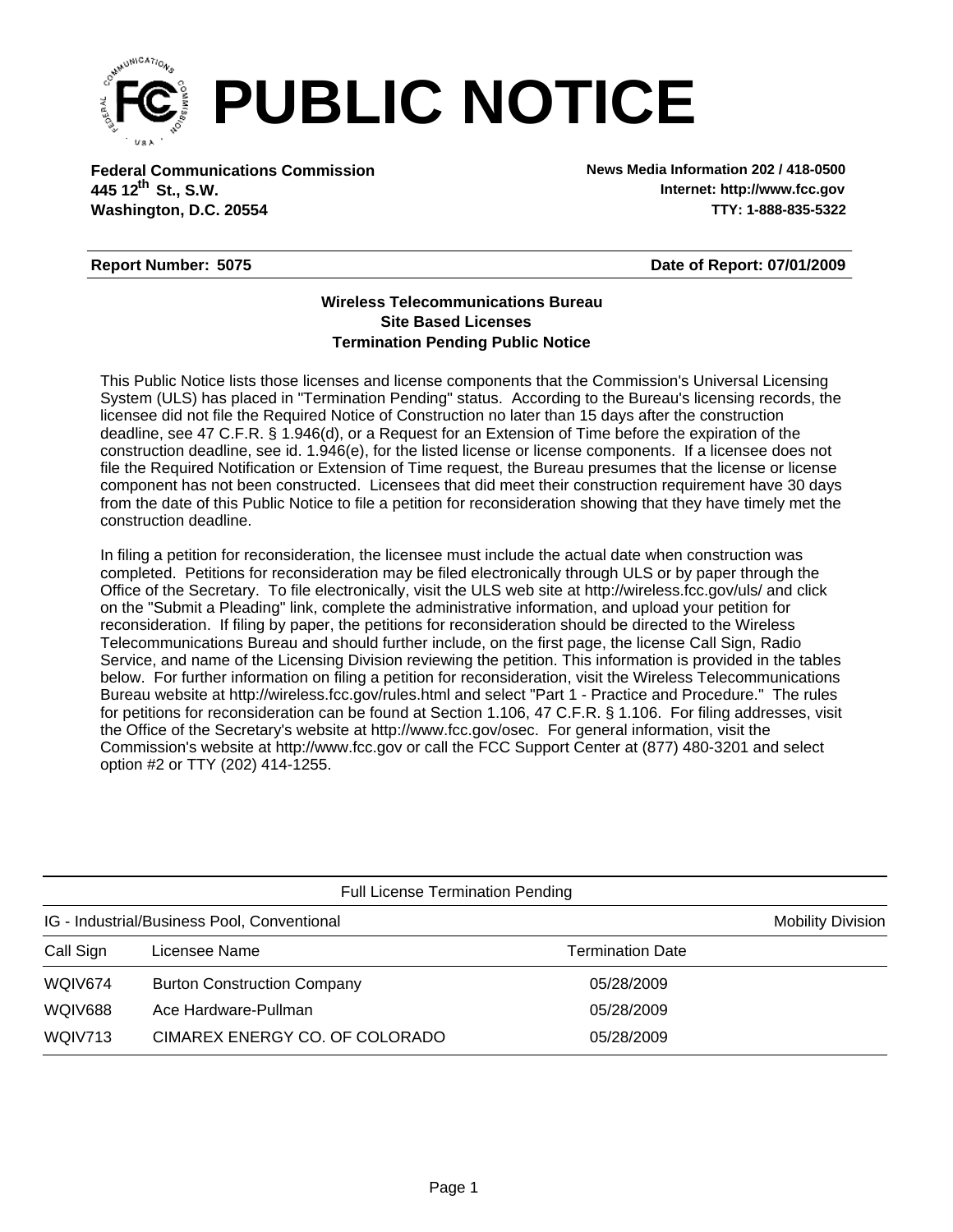# PUBLIC NOTICE

**Federal Communications Commission**
**445 12th St., S.W.**
**Washington, D.C. 20554**

**News Media Information 202 / 418-0500**
**Internet: http://www.fcc.gov**
**TTY: 1-888-835-5322**

**Report Number: 5075** **Date of Report: 07/01/2009**

**Wireless Telecommunications Bureau**
**Site Based Licenses**
**Termination Pending Public Notice**

This Public Notice lists those licenses and license components that the Commission's Universal Licensing System (ULS) has placed in "Termination Pending" status. According to the Bureau's licensing records, the licensee did not file the Required Notice of Construction no later than 15 days after the construction deadline, see 47 C.F.R. § 1.946(d), or a Request for an Extension of Time before the expiration of the construction deadline, see id. 1.946(e), for the listed license or license components. If a licensee does not file the Required Notification or Extension of Time request, the Bureau presumes that the license or license component has not been constructed. Licensees that did meet their construction requirement have 30 days from the date of this Public Notice to file a petition for reconsideration showing that they have timely met the construction deadline.

In filing a petition for reconsideration, the licensee must include the actual date when construction was completed. Petitions for reconsideration may be filed electronically through ULS or by paper through the Office of the Secretary. To file electronically, visit the ULS web site at http://wireless.fcc.gov/uls/ and click on the "Submit a Pleading" link, complete the administrative information, and upload your petition for reconsideration. If filing by paper, the petitions for reconsideration should be directed to the Wireless Telecommunications Bureau and should further include, on the first page, the license Call Sign, Radio Service, and name of the Licensing Division reviewing the petition. This information is provided in the tables below. For further information on filing a petition for reconsideration, visit the Wireless Telecommunications Bureau website at http://wireless.fcc.gov/rules.html and select "Part 1 - Practice and Procedure." The rules for petitions for reconsideration can be found at Section 1.106, 47 C.F.R. § 1.106. For filing addresses, visit the Office of the Secretary's website at http://www.fcc.gov/osec. For general information, visit the Commission's website at http://www.fcc.gov or call the FCC Support Center at (877) 480-3201 and select option #2 or TTY (202) 414-1255.

Full License Termination Pending

IG - Industrial/Business Pool, Conventional — Mobility Division

| Call Sign | Licensee Name | Termination Date |
|---|---|---|
| WQIV674 | Burton Construction Company | 05/28/2009 |
| WQIV688 | Ace Hardware-Pullman | 05/28/2009 |
| WQIV713 | CIMAREX ENERGY CO. OF COLORADO | 05/28/2009 |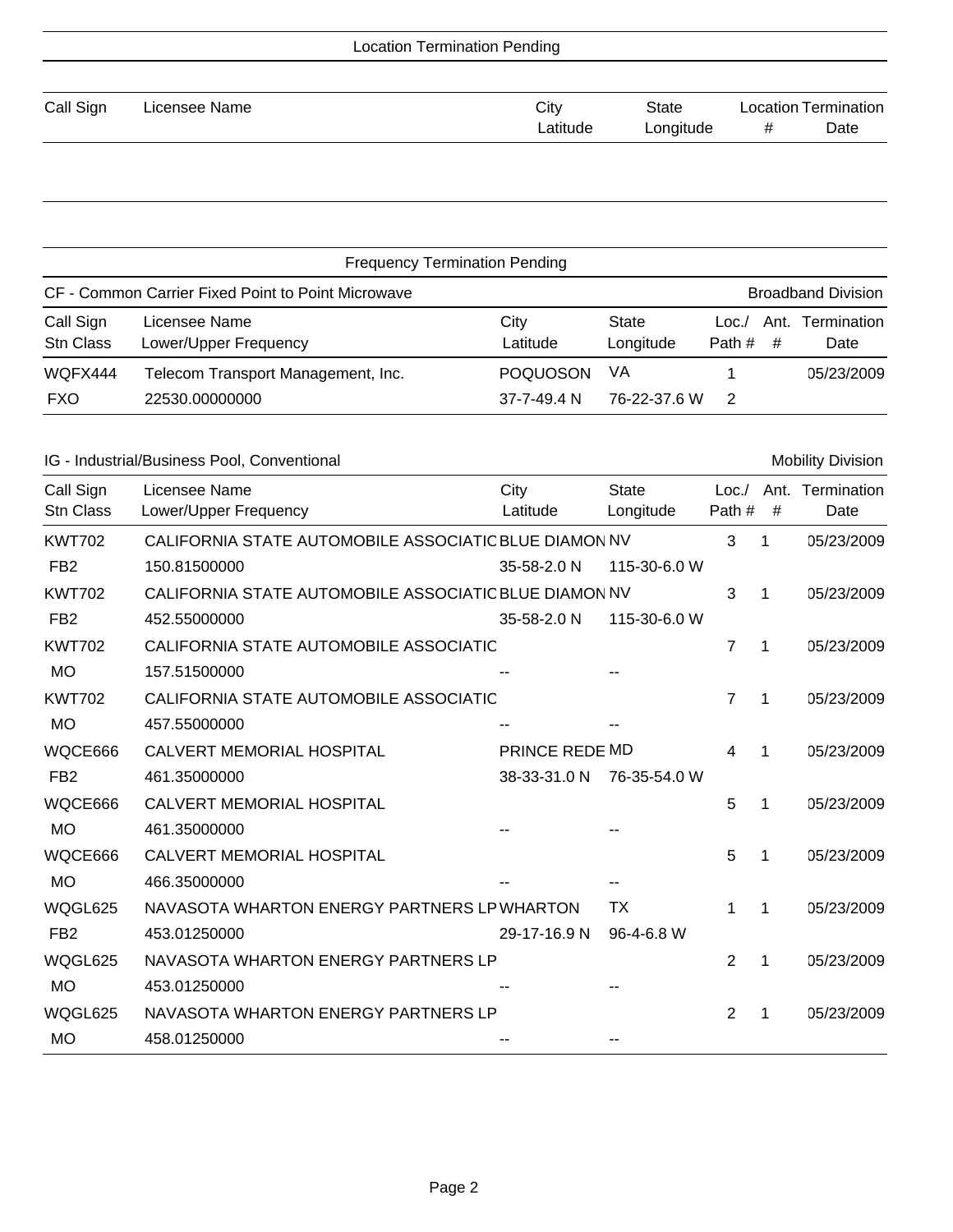## Location Termination Pending

| Call Sign | Licensee Name | City<br>Latitude | State<br>Longitude | Location # | Termination Date |
|---|---|---|---|---|---|

## Frequency Termination Pending

### CF - Common Carrier Fixed Point to Point Microwave — Broadband Division

| Call Sign<br>Stn Class | Licensee Name<br>Lower/Upper Frequency | City<br>Latitude | State<br>Longitude | Loc./<br>Path # | Ant. # | Termination Date |
|---|---|---|---|---|---|---|
| WQFX444<br>FXO | Telecom Transport Management, Inc.<br>22530.00000000 | POQUOSON<br>37-7-49.4 N | VA<br>76-22-37.6 W | 1<br>2 | | 05/23/2009 |

### IG - Industrial/Business Pool, Conventional — Mobility Division

| Call Sign<br>Stn Class | Licensee Name<br>Lower/Upper Frequency | City<br>Latitude | State<br>Longitude | Loc./<br>Path # | Ant. # | Termination Date |
|---|---|---|---|---|---|---|
| KWT702<br>FB2 | CALIFORNIA STATE AUTOMOBILE ASSOCIATIC<br>150.81500000 | BLUE DIAMON<br>35-58-2.0 N | NV<br>115-30-6.0 W | 3 | 1 | 05/23/2009 |
| KWT702<br>FB2 | CALIFORNIA STATE AUTOMOBILE ASSOCIATIC<br>452.55000000 | BLUE DIAMON<br>35-58-2.0 N | NV<br>115-30-6.0 W | 3 | 1 | 05/23/2009 |
| KWT702<br>MO | CALIFORNIA STATE AUTOMOBILE ASSOCIATIC<br>157.51500000 | --- | --- | 7 | 1 | 05/23/2009 |
| KWT702<br>MO | CALIFORNIA STATE AUTOMOBILE ASSOCIATIC<br>457.55000000 | --- | --- | 7 | 1 | 05/23/2009 |
| WQCE666<br>FB2 | CALVERT MEMORIAL HOSPITAL<br>461.35000000 | PRINCE REDE<br>38-33-31.0 N | MD<br>76-35-54.0 W | 4 | 1 | 05/23/2009 |
| WQCE666<br>MO | CALVERT MEMORIAL HOSPITAL<br>461.35000000 | --- | --- | 5 | 1 | 05/23/2009 |
| WQCE666<br>MO | CALVERT MEMORIAL HOSPITAL<br>466.35000000 | --- | --- | 5 | 1 | 05/23/2009 |
| WQGL625<br>FB2 | NAVASOTA WHARTON ENERGY PARTNERS LP<br>453.01250000 | WHARTON<br>29-17-16.9 N | TX<br>96-4-6.8 W | 1 | 1 | 05/23/2009 |
| WQGL625<br>MO | NAVASOTA WHARTON ENERGY PARTNERS LP<br>453.01250000 | --- | --- | 2 | 1 | 05/23/2009 |
| WQGL625<br>MO | NAVASOTA WHARTON ENERGY PARTNERS LP<br>458.01250000 | --- | --- | 2 | 1 | 05/23/2009 |